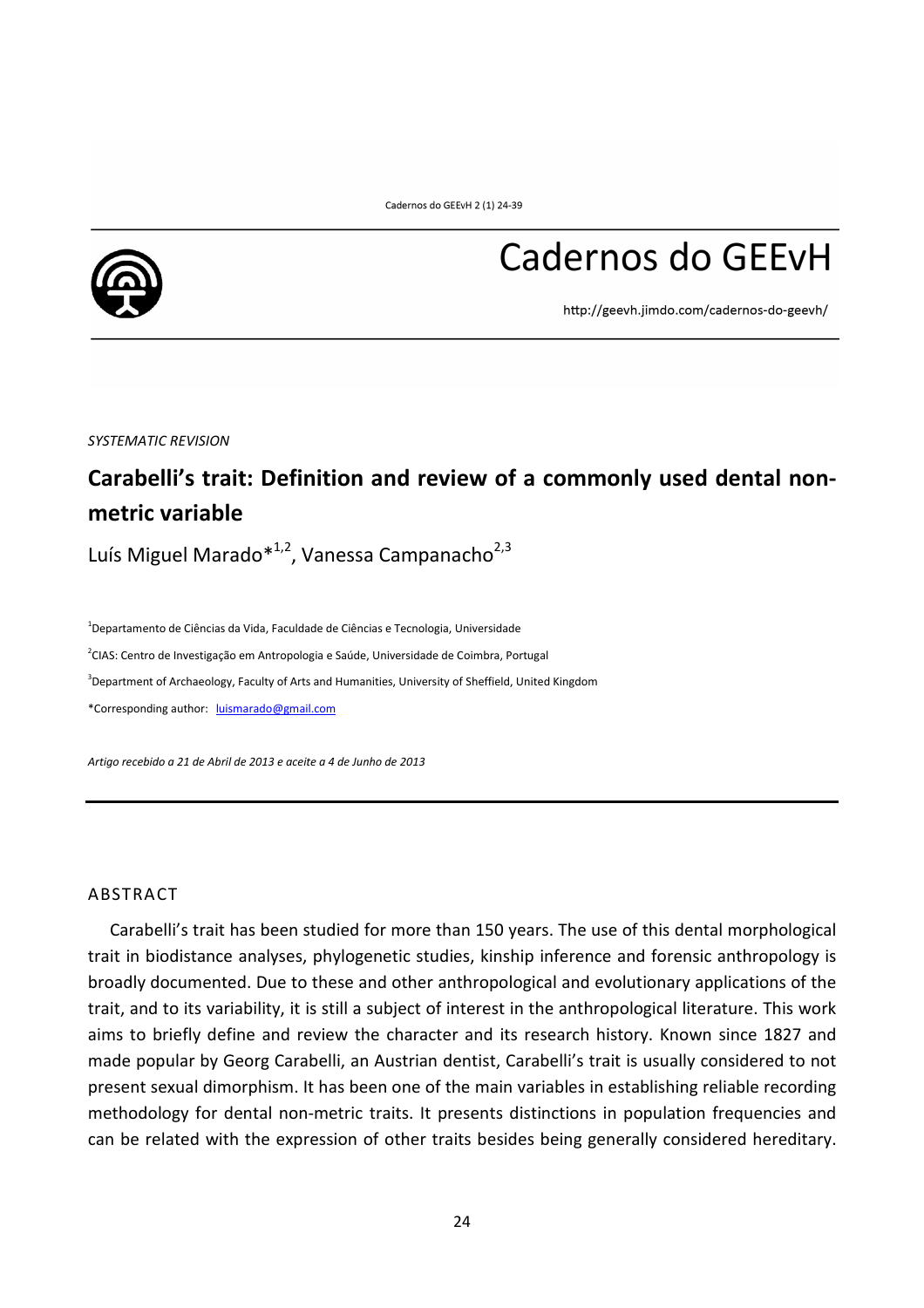*SYSTEMATIC REVISION*

# Carabelli's trait: Definition and review of a commonly used dental non-metric variable

Luís Miguel Marado*[1,2], Vanessa Campanacho[2,3]

[1]Departamento de Ciências da Vida, Faculdade de Ciências e Tecnologia, Universidade

[2]CIAS: Centro de Investigação em Antropologia e Saúde, Universidade de Coimbra, Portugal

[3]Department of Archaeology, Faculty of Arts and Humanities, University of Sheffield, United Kingdom

*Corresponding author: luismarado@gmail.com

*Artigo recebido a 21 de Abril de 2013 e aceite a 4 de Junho de 2013*

## ABSTRACT

Carabelli's trait has been studied for more than 150 years. The use of this dental morphological trait in biodistance analyses, phylogenetic studies, kinship inference and forensic anthropology is broadly documented. Due to these and other anthropological and evolutionary applications of the trait, and to its variability, it is still a subject of interest in the anthropological literature. This work aims to briefly define and review the character and its research history. Known since 1827 and made popular by Georg Carabelli, an Austrian dentist, Carabelli's trait is usually considered to not present sexual dimorphism. It has been one of the main variables in establishing reliable recording methodology for dental non-metric traits. It presents distinctions in population frequencies and can be related with the expression of other traits besides being generally considered hereditary.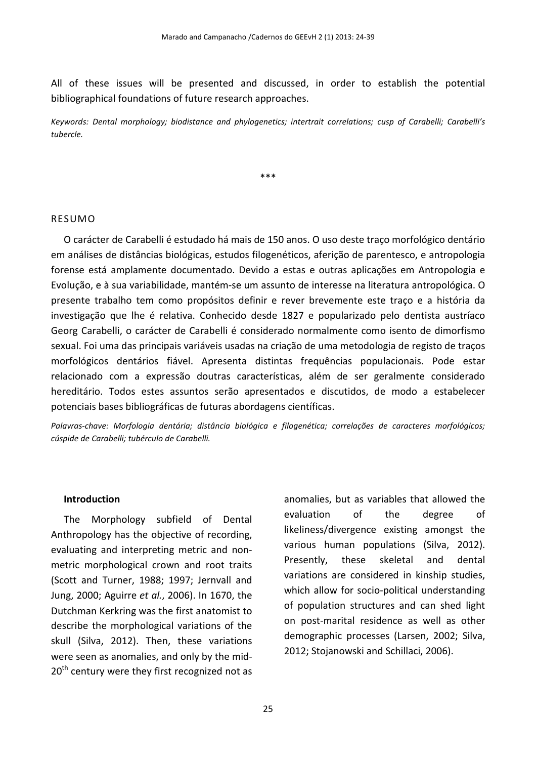All of these issues will be presented and discussed, in order to establish the potential bibliographical foundations of future research approaches.

*Keywords: Dental morphology; biodistance and phylogenetics; intertrait correlations; cusp of Carabelli; Carabelli's tubercle.*

***

## RESUMO

O carácter de Carabelli é estudado há mais de 150 anos. O uso deste traço morfológico dentário em análises de distâncias biológicas, estudos filogenéticos, aferição de parentesco, e antropologia forense está amplamente documentado. Devido a estas e outras aplicações em Antropologia e Evolução, e à sua variabilidade, mantém-se um assunto de interesse na literatura antropológica. O presente trabalho tem como propósitos definir e rever brevemente este traço e a história da investigação que lhe é relativa. Conhecido desde 1827 e popularizado pelo dentista austríaco Georg Carabelli, o carácter de Carabelli é considerado normalmente como isento de dimorfismo sexual. Foi uma das principais variáveis usadas na criação de uma metodologia de registo de traços morfológicos dentários fiável. Apresenta distintas frequências populacionais. Pode estar relacionado com a expressão doutras características, além de ser geralmente considerado hereditário. Todos estes assuntos serão apresentados e discutidos, de modo a estabelecer potenciais bases bibliográficas de futuras abordagens científicas.

*Palavras-chave: Morfologia dentária; distância biológica e filogenética; correlações de caracteres morfológicos; cúspide de Carabelli; tubérculo de Carabelli.*

## Introduction

The Morphology subfield of Dental Anthropology has the objective of recording, evaluating and interpreting metric and non-metric morphological crown and root traits (Scott and Turner, 1988; 1997; Jernvall and Jung, 2000; Aguirre *et al.*, 2006). In 1670, the Dutchman Kerkring was the first anatomist to describe the morphological variations of the skull (Silva, 2012). Then, these variations were seen as anomalies, and only by the mid-20th century were they first recognized not as anomalies, but as variables that allowed the evaluation of the degree of likeliness/divergence existing amongst the various human populations (Silva, 2012). Presently, these skeletal and dental variations are considered in kinship studies, which allow for socio-political understanding of population structures and can shed light on post-marital residence as well as other demographic processes (Larsen, 2002; Silva, 2012; Stojanowski and Schillaci, 2006).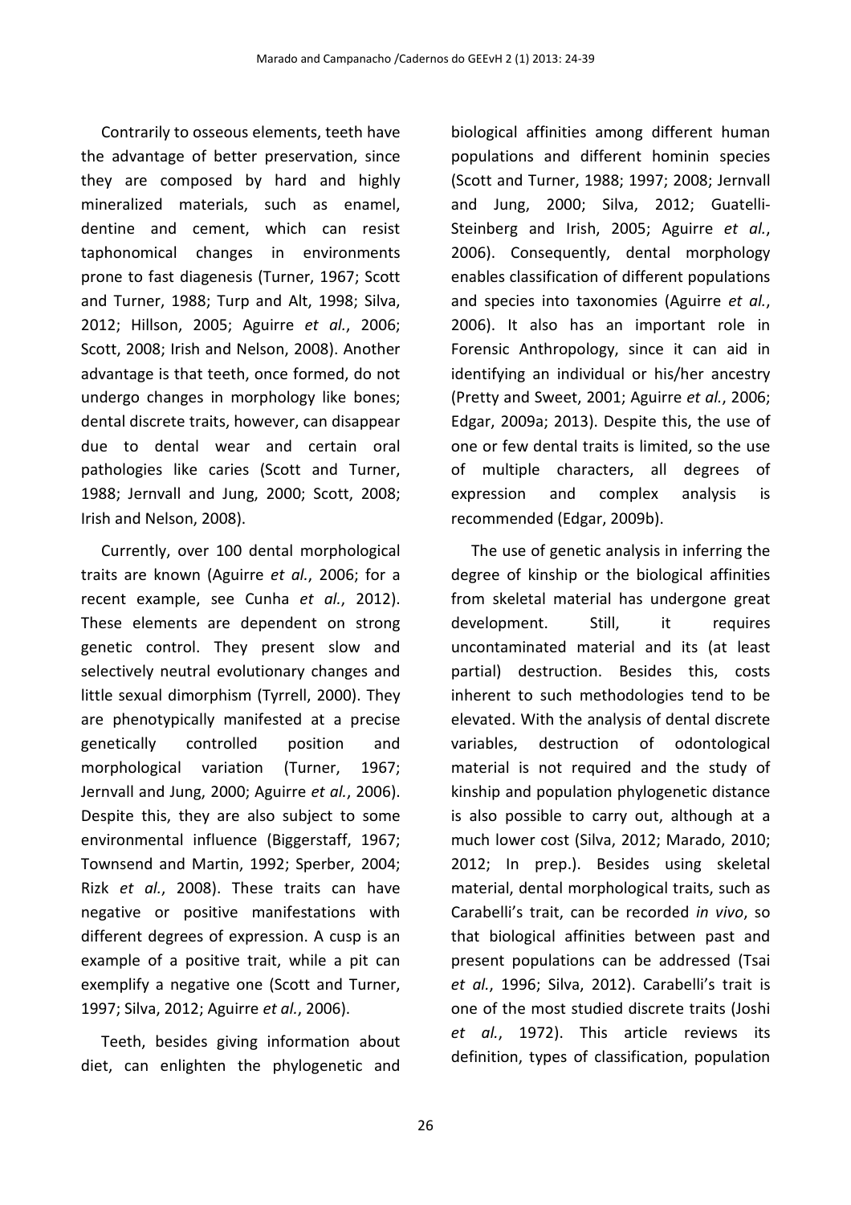Contrarily to osseous elements, teeth have the advantage of better preservation, since they are composed by hard and highly mineralized materials, such as enamel, dentine and cement, which can resist taphonomical changes in environments prone to fast diagenesis (Turner, 1967; Scott and Turner, 1988; Turp and Alt, 1998; Silva, 2012; Hillson, 2005; Aguirre *et al.*, 2006; Scott, 2008; Irish and Nelson, 2008). Another advantage is that teeth, once formed, do not undergo changes in morphology like bones; dental discrete traits, however, can disappear due to dental wear and certain oral pathologies like caries (Scott and Turner, 1988; Jernvall and Jung, 2000; Scott, 2008; Irish and Nelson, 2008).

Currently, over 100 dental morphological traits are known (Aguirre *et al.*, 2006; for a recent example, see Cunha *et al.*, 2012). These elements are dependent on strong genetic control. They present slow and selectively neutral evolutionary changes and little sexual dimorphism (Tyrrell, 2000). They are phenotypically manifested at a precise genetically controlled position and morphological variation (Turner, 1967; Jernvall and Jung, 2000; Aguirre *et al.*, 2006). Despite this, they are also subject to some environmental influence (Biggerstaff, 1967; Townsend and Martin, 1992; Sperber, 2004; Rizk *et al.*, 2008). These traits can have negative or positive manifestations with different degrees of expression. A cusp is an example of a positive trait, while a pit can exemplify a negative one (Scott and Turner, 1997; Silva, 2012; Aguirre *et al.*, 2006).

Teeth, besides giving information about diet, can enlighten the phylogenetic and biological affinities among different human populations and different hominin species (Scott and Turner, 1988; 1997; 2008; Jernvall and Jung, 2000; Silva, 2012; Guatelli-Steinberg and Irish, 2005; Aguirre *et al.*, 2006). Consequently, dental morphology enables classification of different populations and species into taxonomies (Aguirre *et al.*, 2006). It also has an important role in Forensic Anthropology, since it can aid in identifying an individual or his/her ancestry (Pretty and Sweet, 2001; Aguirre *et al.*, 2006; Edgar, 2009a; 2013). Despite this, the use of one or few dental traits is limited, so the use of multiple characters, all degrees of expression and complex analysis is recommended (Edgar, 2009b).

The use of genetic analysis in inferring the degree of kinship or the biological affinities from skeletal material has undergone great development. Still, it requires uncontaminated material and its (at least partial) destruction. Besides this, costs inherent to such methodologies tend to be elevated. With the analysis of dental discrete variables, destruction of odontological material is not required and the study of kinship and population phylogenetic distance is also possible to carry out, although at a much lower cost (Silva, 2012; Marado, 2010; 2012; In prep.). Besides using skeletal material, dental morphological traits, such as Carabelli's trait, can be recorded *in vivo*, so that biological affinities between past and present populations can be addressed (Tsai *et al.*, 1996; Silva, 2012). Carabelli's trait is one of the most studied discrete traits (Joshi *et al.*, 1972). This article reviews its definition, types of classification, population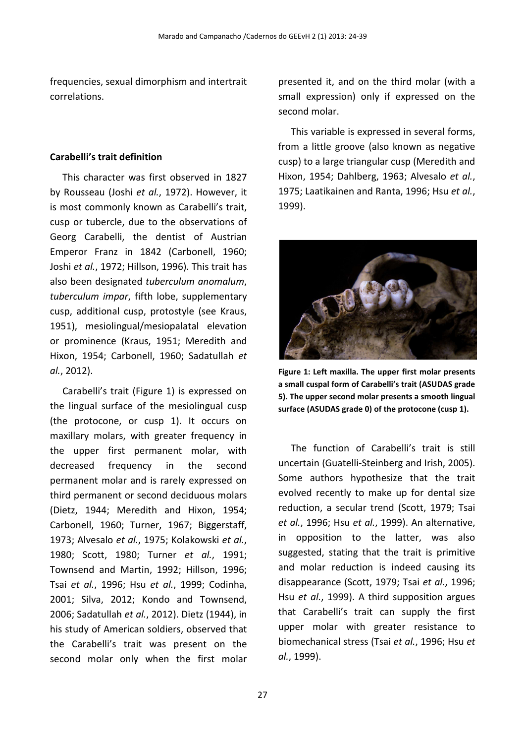frequencies, sexual dimorphism and intertrait correlations.

## Carabelli's trait definition

This character was first observed in 1827 by Rousseau (Joshi *et al.*, 1972). However, it is most commonly known as Carabelli's trait, cusp or tubercle, due to the observations of Georg Carabelli, the dentist of Austrian Emperor Franz in 1842 (Carbonell, 1960; Joshi *et al.*, 1972; Hillson, 1996). This trait has also been designated *tuberculum anomalum*, *tuberculum impar*, fifth lobe, supplementary cusp, additional cusp, protostyle (see Kraus, 1951), mesiolingual/mesiopalatal elevation or prominence (Kraus, 1951; Meredith and Hixon, 1954; Carbonell, 1960; Sadatullah *et al.*, 2012).

Carabelli's trait (Figure 1) is expressed on the lingual surface of the mesiolingual cusp (the protocone, or cusp 1). It occurs on maxillary molars, with greater frequency in the upper first permanent molar, with decreased frequency in the second permanent molar and is rarely expressed on third permanent or second deciduous molars (Dietz, 1944; Meredith and Hixon, 1954; Carbonell, 1960; Turner, 1967; Biggerstaff, 1973; Alvesalo *et al.*, 1975; Kolakowski *et al.*, 1980; Scott, 1980; Turner *et al.*, 1991; Townsend and Martin, 1992; Hillson, 1996; Tsai *et al.*, 1996; Hsu *et al.*, 1999; Codinha, 2001; Silva, 2012; Kondo and Townsend, 2006; Sadatullah *et al.*, 2012). Dietz (1944), in his study of American soldiers, observed that the Carabelli's trait was present on the second molar only when the first molar presented it, and on the third molar (with a small expression) only if expressed on the second molar.

This variable is expressed in several forms, from a little groove (also known as negative cusp) to a large triangular cusp (Meredith and Hixon, 1954; Dahlberg, 1963; Alvesalo *et al.*, 1975; Laatikainen and Ranta, 1996; Hsu *et al.*, 1999).

**Figure 1: Left maxilla. The upper first molar presents a small cuspal form of Carabelli's trait (ASUDAS grade 5). The upper second molar presents a smooth lingual surface (ASUDAS grade 0) of the protocone (cusp 1).**

The function of Carabelli's trait is still uncertain (Guatelli-Steinberg and Irish, 2005). Some authors hypothesize that the trait evolved recently to make up for dental size reduction, a secular trend (Scott, 1979; Tsai *et al.*, 1996; Hsu *et al.*, 1999). An alternative, in opposition to the latter, was also suggested, stating that the trait is primitive and molar reduction is indeed causing its disappearance (Scott, 1979; Tsai *et al.*, 1996; Hsu *et al.*, 1999). A third supposition argues that Carabelli's trait can supply the first upper molar with greater resistance to biomechanical stress (Tsai *et al.*, 1996; Hsu *et al.*, 1999).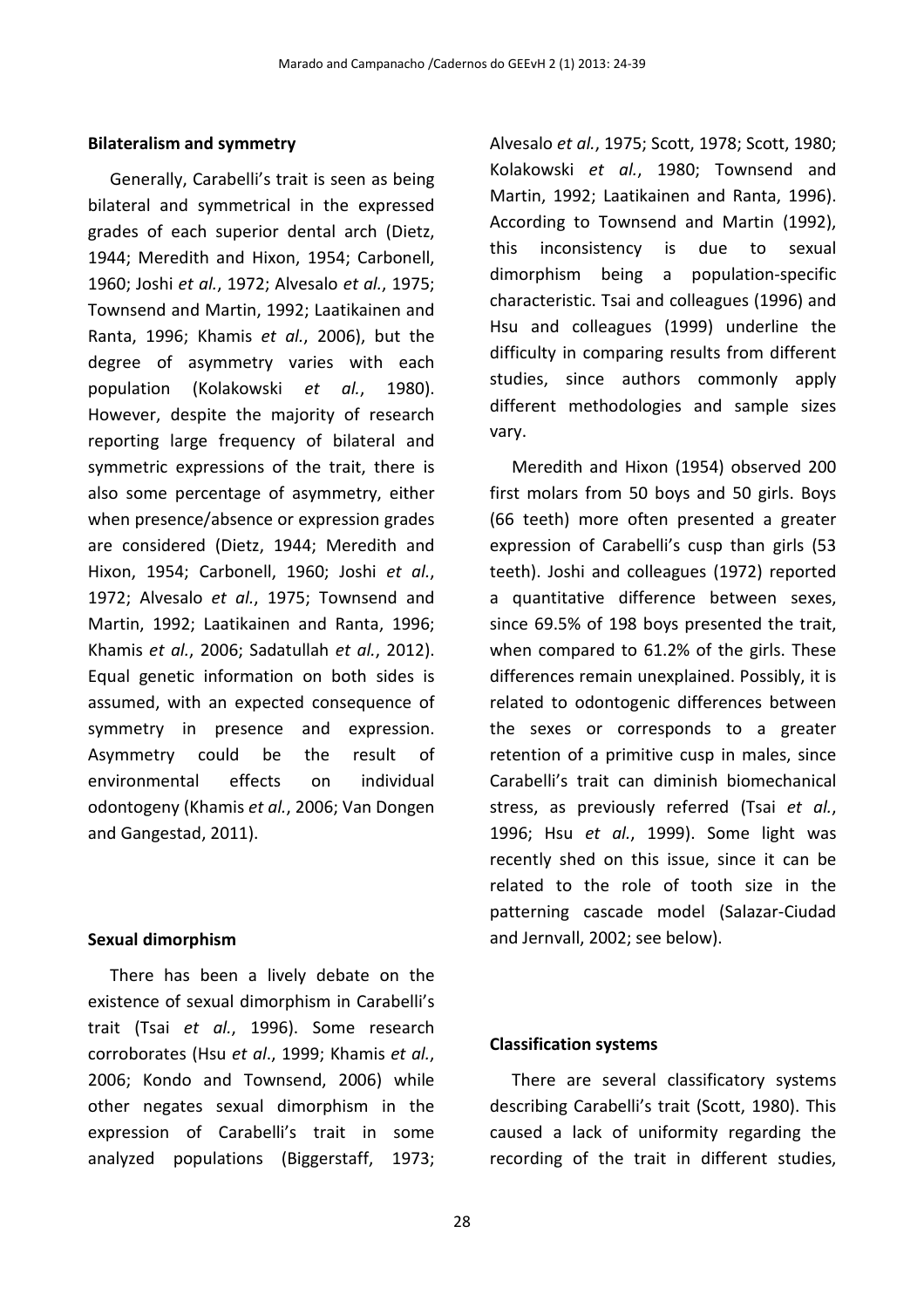### Bilateralism and symmetry

Generally, Carabelli's trait is seen as being bilateral and symmetrical in the expressed grades of each superior dental arch (Dietz, 1944; Meredith and Hixon, 1954; Carbonell, 1960; Joshi *et al.*, 1972; Alvesalo *et al.*, 1975; Townsend and Martin, 1992; Laatikainen and Ranta, 1996; Khamis *et al.*, 2006), but the degree of asymmetry varies with each population (Kolakowski *et al.*, 1980). However, despite the majority of research reporting large frequency of bilateral and symmetric expressions of the trait, there is also some percentage of asymmetry, either when presence/absence or expression grades are considered (Dietz, 1944; Meredith and Hixon, 1954; Carbonell, 1960; Joshi *et al.*, 1972; Alvesalo *et al.*, 1975; Townsend and Martin, 1992; Laatikainen and Ranta, 1996; Khamis *et al.*, 2006; Sadatullah *et al.*, 2012). Equal genetic information on both sides is assumed, with an expected consequence of symmetry in presence and expression. Asymmetry could be the result of environmental effects on individual odontogeny (Khamis *et al.*, 2006; Van Dongen and Gangestad, 2011).

### Sexual dimorphism

There has been a lively debate on the existence of sexual dimorphism in Carabelli's trait (Tsai *et al.*, 1996). Some research corroborates (Hsu *et al*., 1999; Khamis *et al.*, 2006; Kondo and Townsend, 2006) while other negates sexual dimorphism in the expression of Carabelli's trait in some analyzed populations (Biggerstaff, 1973; Alvesalo *et al.*, 1975; Scott, 1978; Scott, 1980; Kolakowski *et al.*, 1980; Townsend and Martin, 1992; Laatikainen and Ranta, 1996). According to Townsend and Martin (1992), this inconsistency is due to sexual dimorphism being a population-specific characteristic. Tsai and colleagues (1996) and Hsu and colleagues (1999) underline the difficulty in comparing results from different studies, since authors commonly apply different methodologies and sample sizes vary.

Meredith and Hixon (1954) observed 200 first molars from 50 boys and 50 girls. Boys (66 teeth) more often presented a greater expression of Carabelli's cusp than girls (53 teeth). Joshi and colleagues (1972) reported a quantitative difference between sexes, since 69.5% of 198 boys presented the trait, when compared to 61.2% of the girls. These differences remain unexplained. Possibly, it is related to odontogenic differences between the sexes or corresponds to a greater retention of a primitive cusp in males, since Carabelli's trait can diminish biomechanical stress, as previously referred (Tsai *et al.*, 1996; Hsu *et al.*, 1999). Some light was recently shed on this issue, since it can be related to the role of tooth size in the patterning cascade model (Salazar-Ciudad and Jernvall, 2002; see below).

### Classification systems

There are several classificatory systems describing Carabelli's trait (Scott, 1980). This caused a lack of uniformity regarding the recording of the trait in different studies,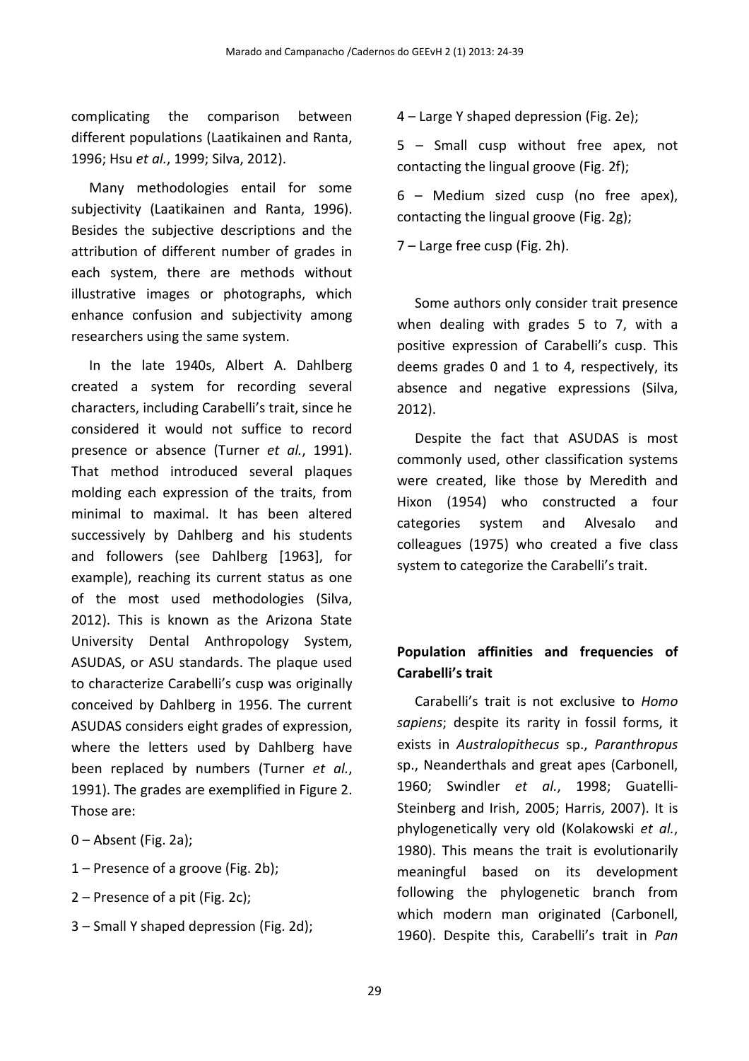complicating the comparison between different populations (Laatikainen and Ranta, 1996; Hsu *et al.*, 1999; Silva, 2012).

Many methodologies entail for some subjectivity (Laatikainen and Ranta, 1996). Besides the subjective descriptions and the attribution of different number of grades in each system, there are methods without illustrative images or photographs, which enhance confusion and subjectivity among researchers using the same system.

In the late 1940s, Albert A. Dahlberg created a system for recording several characters, including Carabelli's trait, since he considered it would not suffice to record presence or absence (Turner *et al.*, 1991). That method introduced several plaques molding each expression of the traits, from minimal to maximal. It has been altered successively by Dahlberg and his students and followers (see Dahlberg [1963], for example), reaching its current status as one of the most used methodologies (Silva, 2012). This is known as the Arizona State University Dental Anthropology System, ASUDAS, or ASU standards. The plaque used to characterize Carabelli's cusp was originally conceived by Dahlberg in 1956. The current ASUDAS considers eight grades of expression, where the letters used by Dahlberg have been replaced by numbers (Turner *et al.*, 1991). The grades are exemplified in Figure 2. Those are:

0 – Absent (Fig. 2a);

1 – Presence of a groove (Fig. 2b);

2 – Presence of a pit (Fig. 2c);

3 – Small Y shaped depression (Fig. 2d);

4 – Large Y shaped depression (Fig. 2e);

5 – Small cusp without free apex, not contacting the lingual groove (Fig. 2f);

6 – Medium sized cusp (no free apex), contacting the lingual groove (Fig. 2g);

7 – Large free cusp (Fig. 2h).

Some authors only consider trait presence when dealing with grades 5 to 7, with a positive expression of Carabelli's cusp. This deems grades 0 and 1 to 4, respectively, its absence and negative expressions (Silva, 2012).

Despite the fact that ASUDAS is most commonly used, other classification systems were created, like those by Meredith and Hixon (1954) who constructed a four categories system and Alvesalo and colleagues (1975) who created a five class system to categorize the Carabelli's trait.

## Population affinities and frequencies of Carabelli's trait

Carabelli's trait is not exclusive to *Homo sapiens*; despite its rarity in fossil forms, it exists in *Australopithecus* sp., *Paranthropus* sp., Neanderthals and great apes (Carbonell, 1960; Swindler *et al.*, 1998; Guatelli-Steinberg and Irish, 2005; Harris, 2007). It is phylogenetically very old (Kolakowski *et al.*, 1980). This means the trait is evolutionarily meaningful based on its development following the phylogenetic branch from which modern man originated (Carbonell, 1960). Despite this, Carabelli's trait in *Pan*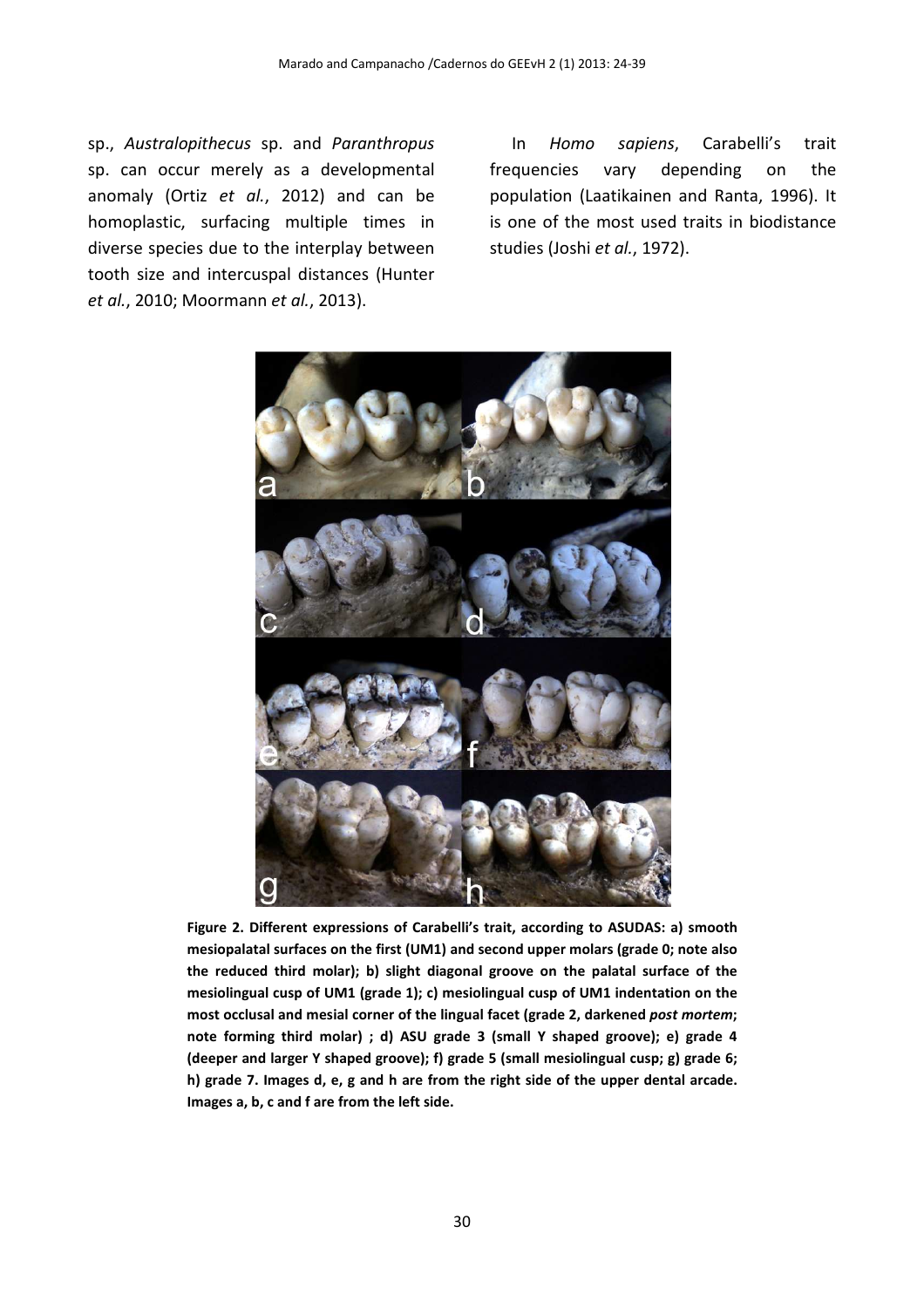sp., *Australopithecus* sp. and *Paranthropus* sp. can occur merely as a developmental anomaly (Ortiz *et al.*, 2012) and can be homoplastic, surfacing multiple times in diverse species due to the interplay between tooth size and intercuspal distances (Hunter *et al.*, 2010; Moormann *et al.*, 2013).

In *Homo sapiens*, Carabelli's trait frequencies vary depending on the population (Laatikainen and Ranta, 1996). It is one of the most used traits in biodistance studies (Joshi *et al.*, 1972).

**Figure 2. Different expressions of Carabelli's trait, according to ASUDAS: a) smooth mesiopalatal surfaces on the first (UM1) and second upper molars (grade 0; note also the reduced third molar); b) slight diagonal groove on the palatal surface of the mesiolingual cusp of UM1 (grade 1); c) mesiolingual cusp of UM1 indentation on the most occlusal and mesial corner of the lingual facet (grade 2, darkened *post mortem*; note forming third molar) ; d) ASU grade 3 (small Y shaped groove); e) grade 4 (deeper and larger Y shaped groove); f) grade 5 (small mesiolingual cusp; g) grade 6; h) grade 7. Images d, e, g and h are from the right side of the upper dental arcade. Images a, b, c and f are from the left side.**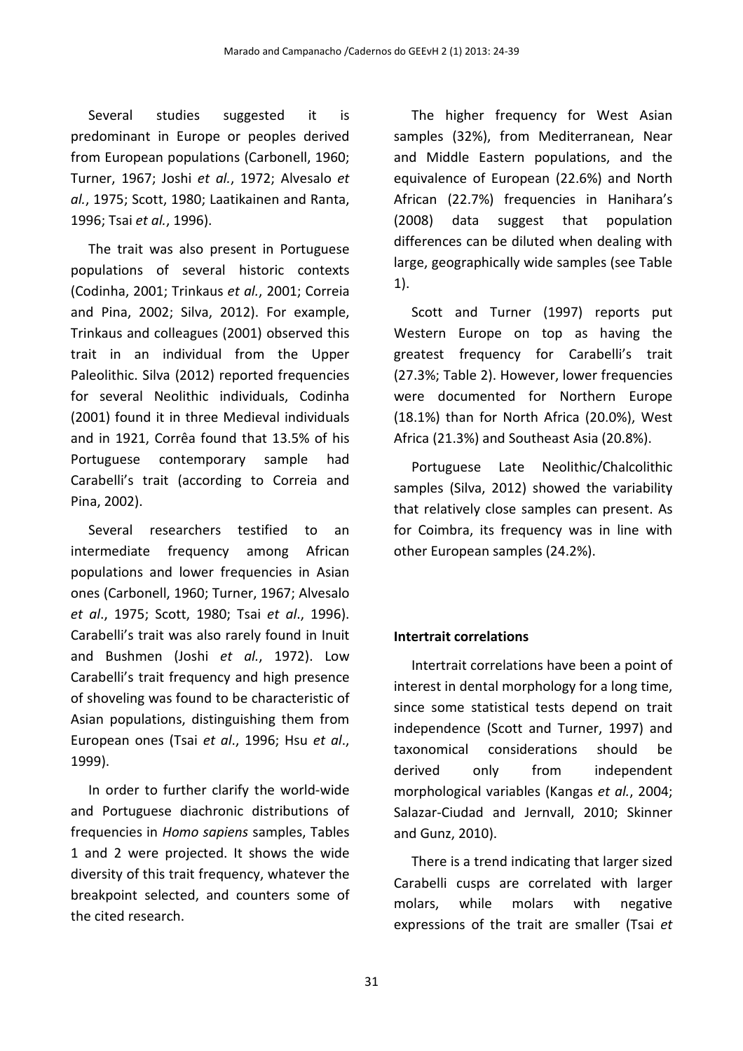Several studies suggested it is predominant in Europe or peoples derived from European populations (Carbonell, 1960; Turner, 1967; Joshi *et al.*, 1972; Alvesalo *et al.*, 1975; Scott, 1980; Laatikainen and Ranta, 1996; Tsai *et al.*, 1996).

The trait was also present in Portuguese populations of several historic contexts (Codinha, 2001; Trinkaus *et al.*, 2001; Correia and Pina, 2002; Silva, 2012). For example, Trinkaus and colleagues (2001) observed this trait in an individual from the Upper Paleolithic. Silva (2012) reported frequencies for several Neolithic individuals, Codinha (2001) found it in three Medieval individuals and in 1921, Corrêa found that 13.5% of his Portuguese contemporary sample had Carabelli's trait (according to Correia and Pina, 2002).

Several researchers testified to an intermediate frequency among African populations and lower frequencies in Asian ones (Carbonell, 1960; Turner, 1967; Alvesalo *et al*., 1975; Scott, 1980; Tsai *et al*., 1996). Carabelli's trait was also rarely found in Inuit and Bushmen (Joshi *et al.*, 1972). Low Carabelli's trait frequency and high presence of shoveling was found to be characteristic of Asian populations, distinguishing them from European ones (Tsai *et al*., 1996; Hsu *et al*., 1999).

In order to further clarify the world-wide and Portuguese diachronic distributions of frequencies in *Homo sapiens* samples, Tables 1 and 2 were projected. It shows the wide diversity of this trait frequency, whatever the breakpoint selected, and counters some of the cited research.

The higher frequency for West Asian samples (32%), from Mediterranean, Near and Middle Eastern populations, and the equivalence of European (22.6%) and North African (22.7%) frequencies in Hanihara's (2008) data suggest that population differences can be diluted when dealing with large, geographically wide samples (see Table 1).

Scott and Turner (1997) reports put Western Europe on top as having the greatest frequency for Carabelli's trait (27.3%; Table 2). However, lower frequencies were documented for Northern Europe (18.1%) than for North Africa (20.0%), West Africa (21.3%) and Southeast Asia (20.8%).

Portuguese Late Neolithic/Chalcolithic samples (Silva, 2012) showed the variability that relatively close samples can present. As for Coimbra, its frequency was in line with other European samples (24.2%).

**Intertrait correlations**

Intertrait correlations have been a point of interest in dental morphology for a long time, since some statistical tests depend on trait independence (Scott and Turner, 1997) and taxonomical considerations should be derived only from independent morphological variables (Kangas *et al.*, 2004; Salazar-Ciudad and Jernvall, 2010; Skinner and Gunz, 2010).

There is a trend indicating that larger sized Carabelli cusps are correlated with larger molars, while molars with negative expressions of the trait are smaller (Tsai *et*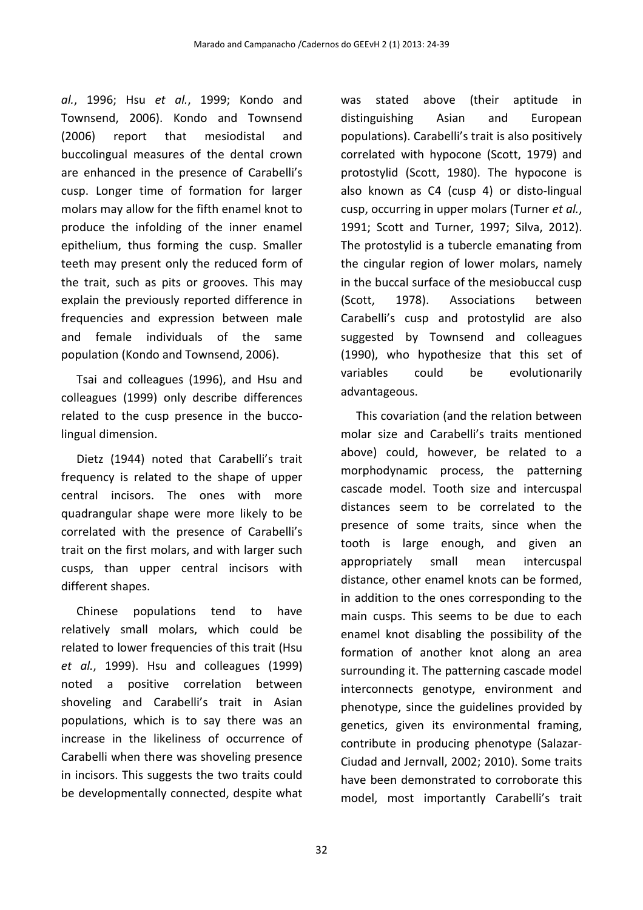*al.*, 1996; Hsu *et al.*, 1999; Kondo and Townsend, 2006). Kondo and Townsend (2006) report that mesiodistal and buccolingual measures of the dental crown are enhanced in the presence of Carabelli's cusp. Longer time of formation for larger molars may allow for the fifth enamel knot to produce the infolding of the inner enamel epithelium, thus forming the cusp. Smaller teeth may present only the reduced form of the trait, such as pits or grooves. This may explain the previously reported difference in frequencies and expression between male and female individuals of the same population (Kondo and Townsend, 2006).

Tsai and colleagues (1996), and Hsu and colleagues (1999) only describe differences related to the cusp presence in the bucco-lingual dimension.

Dietz (1944) noted that Carabelli's trait frequency is related to the shape of upper central incisors. The ones with more quadrangular shape were more likely to be correlated with the presence of Carabelli's trait on the first molars, and with larger such cusps, than upper central incisors with different shapes.

Chinese populations tend to have relatively small molars, which could be related to lower frequencies of this trait (Hsu *et al.*, 1999). Hsu and colleagues (1999) noted a positive correlation between shoveling and Carabelli's trait in Asian populations, which is to say there was an increase in the likeliness of occurrence of Carabelli when there was shoveling presence in incisors. This suggests the two traits could be developmentally connected, despite what was stated above (their aptitude in distinguishing Asian and European populations). Carabelli's trait is also positively correlated with hypocone (Scott, 1979) and protostylid (Scott, 1980). The hypocone is also known as C4 (cusp 4) or disto-lingual cusp, occurring in upper molars (Turner *et al.*, 1991; Scott and Turner, 1997; Silva, 2012). The protostylid is a tubercle emanating from the cingular region of lower molars, namely in the buccal surface of the mesiobuccal cusp (Scott, 1978). Associations between Carabelli's cusp and protostylid are also suggested by Townsend and colleagues (1990), who hypothesize that this set of variables could be evolutionarily advantageous.

This covariation (and the relation between molar size and Carabelli's traits mentioned above) could, however, be related to a morphodynamic process, the patterning cascade model. Tooth size and intercuspal distances seem to be correlated to the presence of some traits, since when the tooth is large enough, and given an appropriately small mean intercuspal distance, other enamel knots can be formed, in addition to the ones corresponding to the main cusps. This seems to be due to each enamel knot disabling the possibility of the formation of another knot along an area surrounding it. The patterning cascade model interconnects genotype, environment and phenotype, since the guidelines provided by genetics, given its environmental framing, contribute in producing phenotype (Salazar-Ciudad and Jernvall, 2002; 2010). Some traits have been demonstrated to corroborate this model, most importantly Carabelli's trait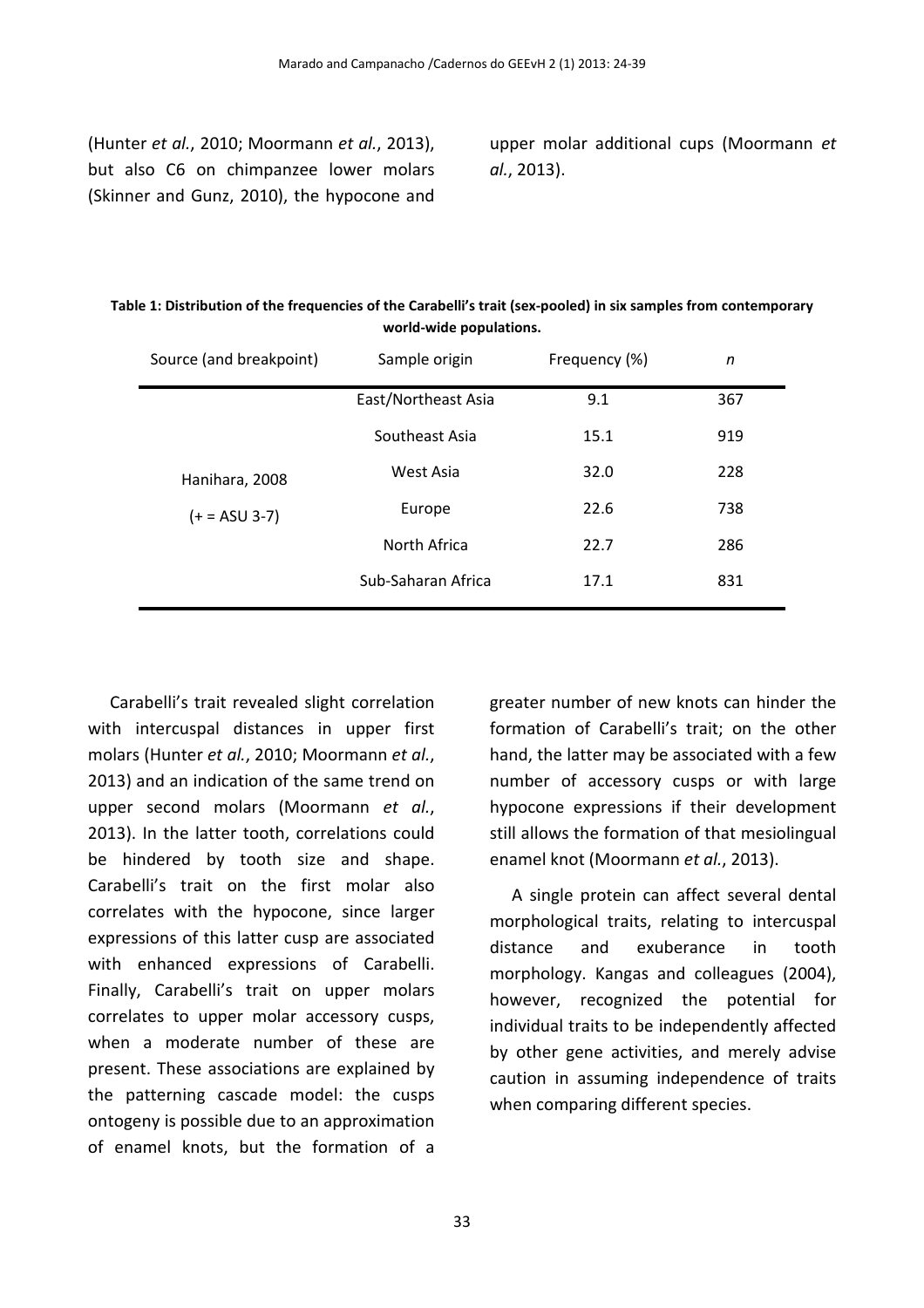(Hunter *et al.*, 2010; Moormann *et al.*, 2013), but also C6 on chimpanzee lower molars (Skinner and Gunz, 2010), the hypocone and upper molar additional cups (Moormann *et al.*, 2013).

**Table 1: Distribution of the frequencies of the Carabelli's trait (sex-pooled) in six samples from contemporary world-wide populations.**

| Source (and breakpoint) | Sample origin | Frequency (%) | *n* |
|---|---|---|---|
| Hanihara, 2008 (+ = ASU 3-7) | East/Northeast Asia | 9.1 | 367 |
| | Southeast Asia | 15.1 | 919 |
| | West Asia | 32.0 | 228 |
| | Europe | 22.6 | 738 |
| | North Africa | 22.7 | 286 |
| | Sub-Saharan Africa | 17.1 | 831 |

Carabelli's trait revealed slight correlation with intercuspal distances in upper first molars (Hunter *et al.*, 2010; Moormann *et al.*, 2013) and an indication of the same trend on upper second molars (Moormann *et al.*, 2013). In the latter tooth, correlations could be hindered by tooth size and shape. Carabelli's trait on the first molar also correlates with the hypocone, since larger expressions of this latter cusp are associated with enhanced expressions of Carabelli. Finally, Carabelli's trait on upper molars correlates to upper molar accessory cusps, when a moderate number of these are present. These associations are explained by the patterning cascade model: the cusps ontogeny is possible due to an approximation of enamel knots, but the formation of a greater number of new knots can hinder the formation of Carabelli's trait; on the other hand, the latter may be associated with a few number of accessory cusps or with large hypocone expressions if their development still allows the formation of that mesiolingual enamel knot (Moormann *et al.*, 2013).

A single protein can affect several dental morphological traits, relating to intercuspal distance and exuberance in tooth morphology. Kangas and colleagues (2004), however, recognized the potential for individual traits to be independently affected by other gene activities, and merely advise caution in assuming independence of traits when comparing different species.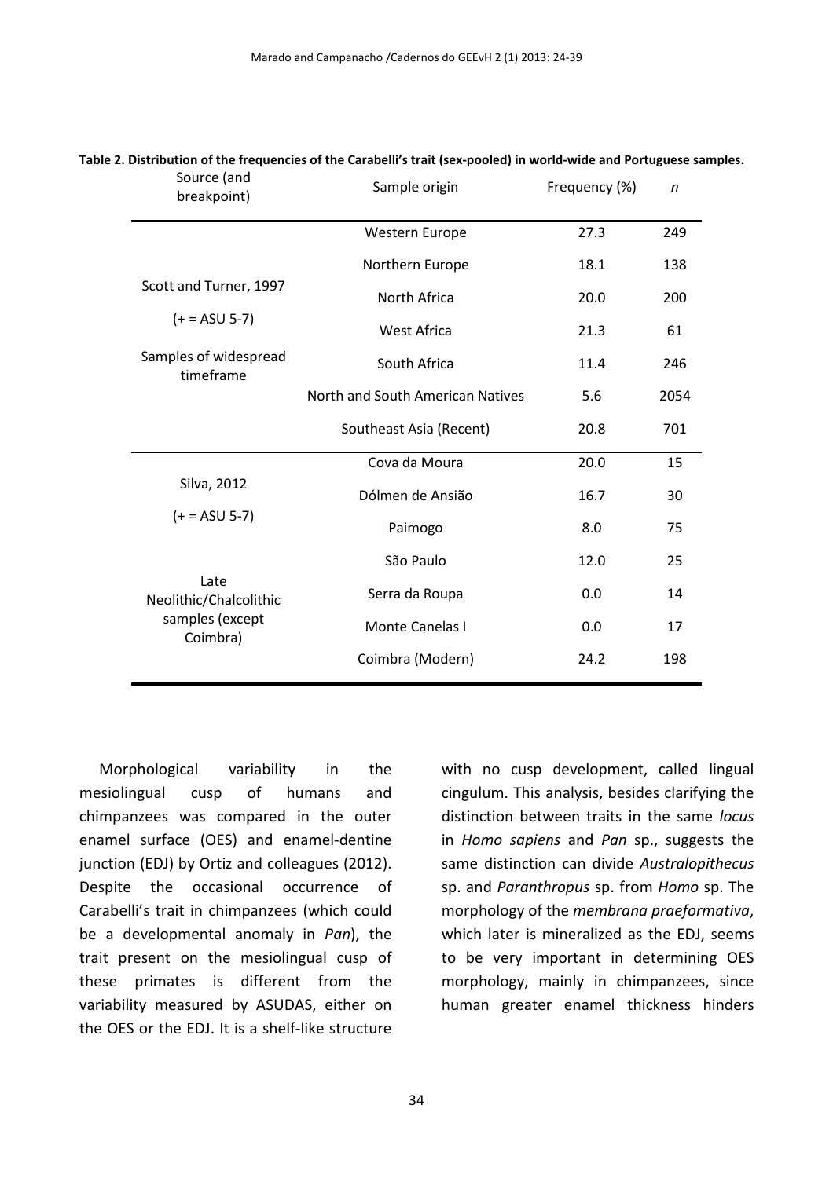**Table 2. Distribution of the frequencies of the Carabelli's trait (sex-pooled) in world-wide and Portuguese samples.**

| Source (and breakpoint) | Sample origin | Frequency (%) | *n* |
|---|---|---|---|
| Scott and Turner, 1997 (+ = ASU 5-7) Samples of widespread timeframe | Western Europe | 27.3 | 249 |
| | Northern Europe | 18.1 | 138 |
| | North Africa | 20.0 | 200 |
| | West Africa | 21.3 | 61 |
| | South Africa | 11.4 | 246 |
| | North and South American Natives | 5.6 | 2054 |
| | Southeast Asia (Recent) | 20.8 | 701 |
| Silva, 2012 (+ = ASU 5-7) Late Neolithic/Chalcolithic samples (except Coimbra) | Cova da Moura | 20.0 | 15 |
| | Dólmen de Ansião | 16.7 | 30 |
| | Paimogo | 8.0 | 75 |
| | São Paulo | 12.0 | 25 |
| | Serra da Roupa | 0.0 | 14 |
| | Monte Canelas I | 0.0 | 17 |
| | Coimbra (Modern) | 24.2 | 198 |

Morphological variability in the mesiolingual cusp of humans and chimpanzees was compared in the outer enamel surface (OES) and enamel-dentine junction (EDJ) by Ortiz and colleagues (2012). Despite the occasional occurrence of Carabelli's trait in chimpanzees (which could be a developmental anomaly in *Pan*), the trait present on the mesiolingual cusp of these primates is different from the variability measured by ASUDAS, either on the OES or the EDJ. It is a shelf-like structure with no cusp development, called lingual cingulum. This analysis, besides clarifying the distinction between traits in the same *locus* in *Homo sapiens* and *Pan* sp., suggests the same distinction can divide *Australopithecus* sp. and *Paranthropus* sp. from *Homo* sp. The morphology of the *membrana praeformativa*, which later is mineralized as the EDJ, seems to be very important in determining OES morphology, mainly in chimpanzees, since human greater enamel thickness hinders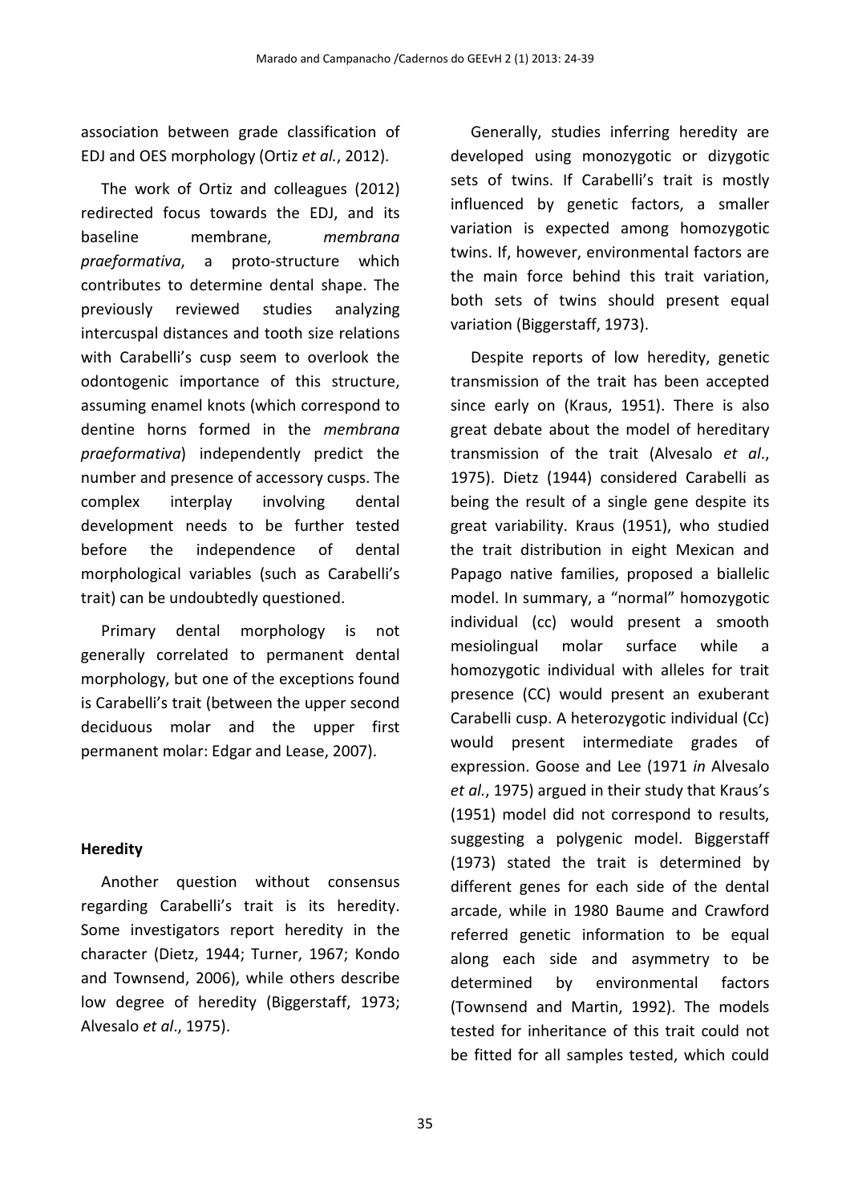association between grade classification of EDJ and OES morphology (Ortiz *et al.*, 2012).

The work of Ortiz and colleagues (2012) redirected focus towards the EDJ, and its baseline membrane, *membrana praeformativa*, a proto-structure which contributes to determine dental shape. The previously reviewed studies analyzing intercuspal distances and tooth size relations with Carabelli's cusp seem to overlook the odontogenic importance of this structure, assuming enamel knots (which correspond to dentine horns formed in the *membrana praeformativa*) independently predict the number and presence of accessory cusps. The complex interplay involving dental development needs to be further tested before the independence of dental morphological variables (such as Carabelli's trait) can be undoubtedly questioned.

Primary dental morphology is not generally correlated to permanent dental morphology, but one of the exceptions found is Carabelli's trait (between the upper second deciduous molar and the upper first permanent molar: Edgar and Lease, 2007).

**Heredity**

Another question without consensus regarding Carabelli's trait is its heredity. Some investigators report heredity in the character (Dietz, 1944; Turner, 1967; Kondo and Townsend, 2006), while others describe low degree of heredity (Biggerstaff, 1973; Alvesalo *et al*., 1975).

Generally, studies inferring heredity are developed using monozygotic or dizygotic sets of twins. If Carabelli's trait is mostly influenced by genetic factors, a smaller variation is expected among homozygotic twins. If, however, environmental factors are the main force behind this trait variation, both sets of twins should present equal variation (Biggerstaff, 1973).

Despite reports of low heredity, genetic transmission of the trait has been accepted since early on (Kraus, 1951). There is also great debate about the model of hereditary transmission of the trait (Alvesalo *et al*., 1975). Dietz (1944) considered Carabelli as being the result of a single gene despite its great variability. Kraus (1951), who studied the trait distribution in eight Mexican and Papago native families, proposed a biallelic model. In summary, a "normal" homozygotic individual (cc) would present a smooth mesiolingual molar surface while a homozygotic individual with alleles for trait presence (CC) would present an exuberant Carabelli cusp. A heterozygotic individual (Cc) would present intermediate grades of expression. Goose and Lee (1971 *in* Alvesalo *et al.*, 1975) argued in their study that Kraus's (1951) model did not correspond to results, suggesting a polygenic model. Biggerstaff (1973) stated the trait is determined by different genes for each side of the dental arcade, while in 1980 Baume and Crawford referred genetic information to be equal along each side and asymmetry to be determined by environmental factors (Townsend and Martin, 1992). The models tested for inheritance of this trait could not be fitted for all samples tested, which could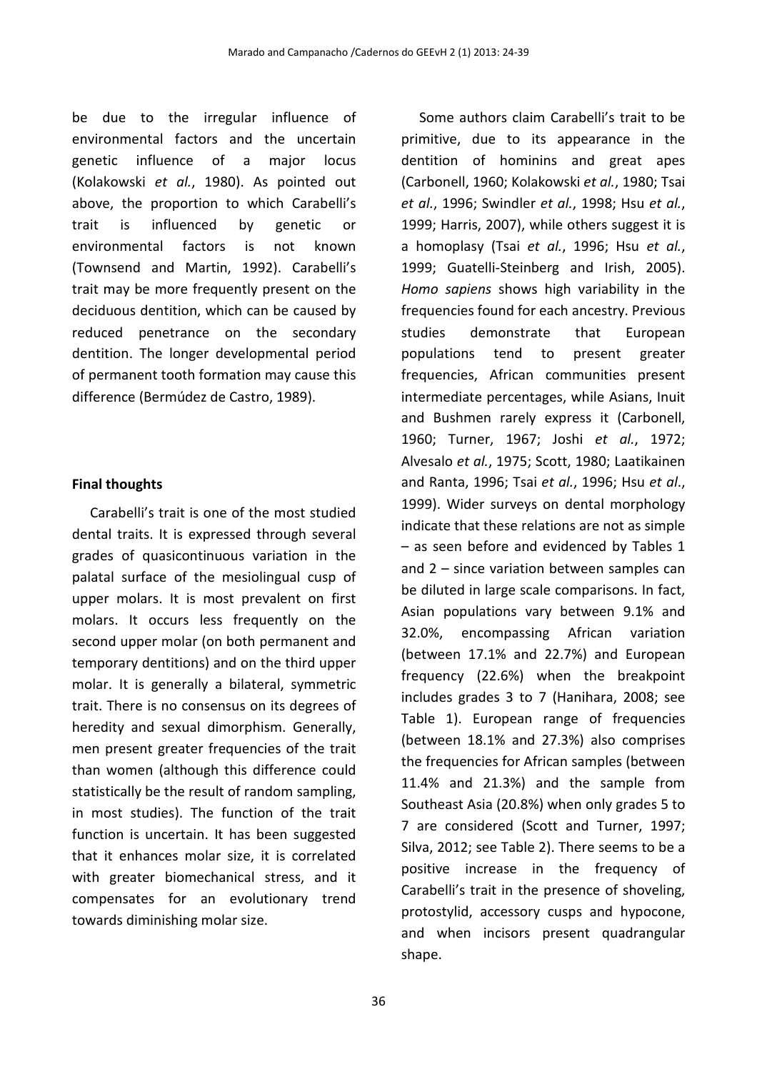be due to the irregular influence of environmental factors and the uncertain genetic influence of a major locus (Kolakowski *et al.*, 1980). As pointed out above, the proportion to which Carabelli's trait is influenced by genetic or environmental factors is not known (Townsend and Martin, 1992). Carabelli's trait may be more frequently present on the deciduous dentition, which can be caused by reduced penetrance on the secondary dentition. The longer developmental period of permanent tooth formation may cause this difference (Bermúdez de Castro, 1989).

**Final thoughts**

Carabelli's trait is one of the most studied dental traits. It is expressed through several grades of quasicontinuous variation in the palatal surface of the mesiolingual cusp of upper molars. It is most prevalent on first molars. It occurs less frequently on the second upper molar (on both permanent and temporary dentitions) and on the third upper molar. It is generally a bilateral, symmetric trait. There is no consensus on its degrees of heredity and sexual dimorphism. Generally, men present greater frequencies of the trait than women (although this difference could statistically be the result of random sampling, in most studies). The function of the trait function is uncertain. It has been suggested that it enhances molar size, it is correlated with greater biomechanical stress, and it compensates for an evolutionary trend towards diminishing molar size.

Some authors claim Carabelli's trait to be primitive, due to its appearance in the dentition of hominins and great apes (Carbonell, 1960; Kolakowski *et al.*, 1980; Tsai *et al.*, 1996; Swindler *et al.*, 1998; Hsu *et al.*, 1999; Harris, 2007), while others suggest it is a homoplasy (Tsai *et al.*, 1996; Hsu *et al.*, 1999; Guatelli-Steinberg and Irish, 2005). *Homo sapiens* shows high variability in the frequencies found for each ancestry. Previous studies demonstrate that European populations tend to present greater frequencies, African communities present intermediate percentages, while Asians, Inuit and Bushmen rarely express it (Carbonell, 1960; Turner, 1967; Joshi *et al.*, 1972; Alvesalo *et al.*, 1975; Scott, 1980; Laatikainen and Ranta, 1996; Tsai *et al.*, 1996; Hsu *et al*., 1999). Wider surveys on dental morphology indicate that these relations are not as simple – as seen before and evidenced by Tables 1 and 2 – since variation between samples can be diluted in large scale comparisons. In fact, Asian populations vary between 9.1% and 32.0%, encompassing African variation (between 17.1% and 22.7%) and European frequency (22.6%) when the breakpoint includes grades 3 to 7 (Hanihara, 2008; see Table 1). European range of frequencies (between 18.1% and 27.3%) also comprises the frequencies for African samples (between 11.4% and 21.3%) and the sample from Southeast Asia (20.8%) when only grades 5 to 7 are considered (Scott and Turner, 1997; Silva, 2012; see Table 2). There seems to be a positive increase in the frequency of Carabelli's trait in the presence of shoveling, protostylid, accessory cusps and hypocone, and when incisors present quadrangular shape.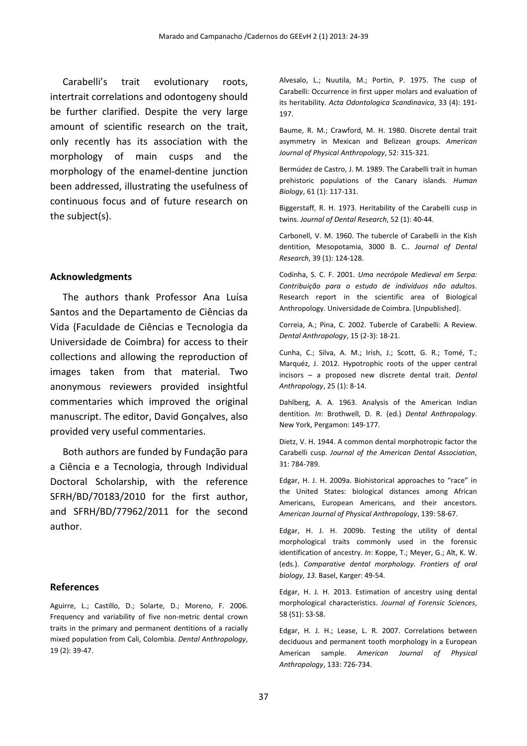Carabelli's trait evolutionary roots, intertrait correlations and odontogeny should be further clarified. Despite the very large amount of scientific research on the trait, only recently has its association with the morphology of main cusps and the morphology of the enamel-dentine junction been addressed, illustrating the usefulness of continuous focus and of future research on the subject(s).

#### Acknowledgments

The authors thank Professor Ana Luísa Santos and the Departamento de Ciências da Vida (Faculdade de Ciências e Tecnologia da Universidade de Coimbra) for access to their collections and allowing the reproduction of images taken from that material. Two anonymous reviewers provided insightful commentaries which improved the original manuscript. The editor, David Gonçalves, also provided very useful commentaries.

Both authors are funded by Fundação para a Ciência e a Tecnologia, through Individual Doctoral Scholarship, with the reference SFRH/BD/70183/2010 for the first author, and SFRH/BD/77962/2011 for the second author.

#### References

Aguirre, L.; Castillo, D.; Solarte, D.; Moreno, F. 2006. Frequency and variability of five non-metric dental crown traits in the primary and permanent dentitions of a racially mixed population from Cali, Colombia. *Dental Anthropology*, 19 (2): 39-47.

Alvesalo, L.; Nuutila, M.; Portin, P. 1975. The cusp of Carabelli: Occurrence in first upper molars and evaluation of its heritability. *Acta Odontologica Scandinavica*, 33 (4): 191-197.

Baume, R. M.; Crawford, M. H. 1980. Discrete dental trait asymmetry in Mexican and Belizean groups. *American Journal of Physical Anthropology*, 52: 315-321.

Bermúdez de Castro, J. M. 1989. The Carabelli trait in human prehistoric populations of the Canary islands. *Human Biology*, 61 (1): 117-131.

Biggerstaff, R. H. 1973. Heritability of the Carabelli cusp in twins. *Journal of Dental Research*, 52 (1): 40-44.

Carbonell, V. M. 1960. The tubercle of Carabelli in the Kish dentition, Mesopotamia, 3000 B. C.. *Journal of Dental Research*, 39 (1): 124-128.

Codinha, S. C. F. 2001. *Uma necrópole Medieval em Serpa: Contribuição para o estudo de indivíduos não adultos*. Research report in the scientific area of Biological Anthropology. Universidade de Coimbra. [Unpublished].

Correia, A.; Pina, C. 2002. Tubercle of Carabelli: A Review. *Dental Anthropology*, 15 (2-3): 18-21.

Cunha, C.; Silva, A. M.; Irish, J.; Scott, G. R.; Tomé, T.; Marquéz, J. 2012. Hypotrophic roots of the upper central incisors – a proposed new discrete dental trait. *Dental Anthropology*, 25 (1): 8-14.

Dahlberg, A. A. 1963. Analysis of the American Indian dentition. *In*: Brothwell, D. R. (ed.) *Dental Anthropology*. New York, Pergamon: 149-177.

Dietz, V. H. 1944. A common dental morphotropic factor the Carabelli cusp. *Journal of the American Dental Association*, 31: 784-789.

Edgar, H. J. H. 2009a. Biohistorical approaches to "race" in the United States: biological distances among African Americans, European Americans, and their ancestors. *American Journal of Physical Anthropology*, 139: 58-67.

Edgar, H. J. H. 2009b. Testing the utility of dental morphological traits commonly used in the forensic identification of ancestry. *In*: Koppe, T.; Meyer, G.; Alt, K. W. (eds.). *Comparative dental morphology. Frontiers of oral biology, 13*. Basel, Karger: 49-54.

Edgar, H. J. H. 2013. Estimation of ancestry using dental morphological characteristics. *Journal of Forensic Sciences*, 58 (S1): S3-S8.

Edgar, H. J. H.; Lease, L. R. 2007. Correlations between deciduous and permanent tooth morphology in a European American sample. *American Journal of Physical Anthropology*, 133: 726-734.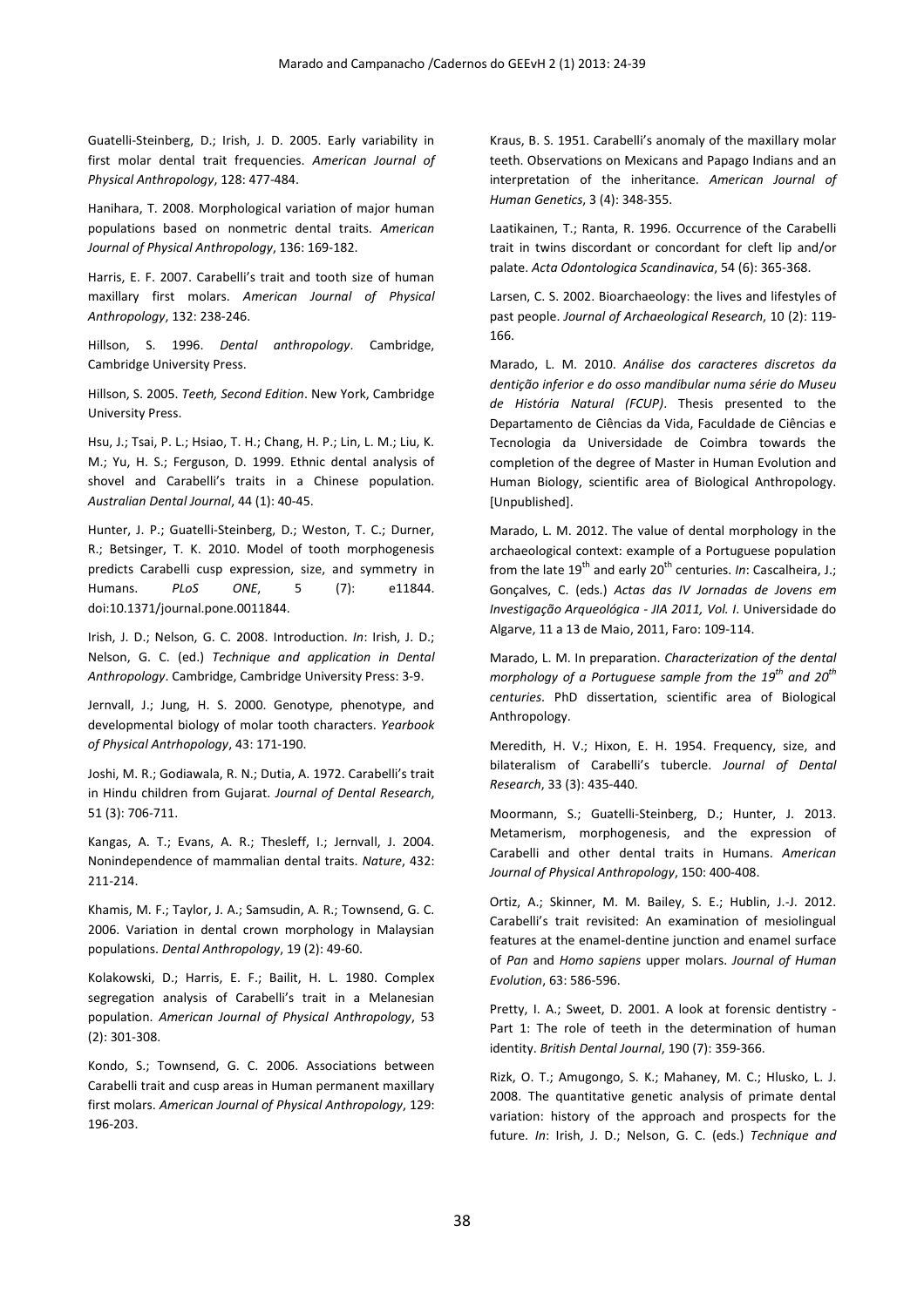Guatelli-Steinberg, D.; Irish, J. D. 2005. Early variability in first molar dental trait frequencies. *American Journal of Physical Anthropology*, 128: 477-484.

Hanihara, T. 2008. Morphological variation of major human populations based on nonmetric dental traits. *American Journal of Physical Anthropology*, 136: 169-182.

Harris, E. F. 2007. Carabelli's trait and tooth size of human maxillary first molars. *American Journal of Physical Anthropology*, 132: 238-246.

Hillson, S. 1996. *Dental anthropology*. Cambridge, Cambridge University Press.

Hillson, S. 2005. *Teeth, Second Edition*. New York, Cambridge University Press.

Hsu, J.; Tsai, P. L.; Hsiao, T. H.; Chang, H. P.; Lin, L. M.; Liu, K. M.; Yu, H. S.; Ferguson, D. 1999. Ethnic dental analysis of shovel and Carabelli's traits in a Chinese population. *Australian Dental Journal*, 44 (1): 40-45.

Hunter, J. P.; Guatelli-Steinberg, D.; Weston, T. C.; Durner, R.; Betsinger, T. K. 2010. Model of tooth morphogenesis predicts Carabelli cusp expression, size, and symmetry in Humans. *PLoS ONE*, 5 (7): e11844. doi:10.1371/journal.pone.0011844.

Irish, J. D.; Nelson, G. C. 2008. Introduction. *In*: Irish, J. D.; Nelson, G. C. (ed.) *Technique and application in Dental Anthropology*. Cambridge, Cambridge University Press: 3-9.

Jernvall, J.; Jung, H. S. 2000. Genotype, phenotype, and developmental biology of molar tooth characters. *Yearbook of Physical Antrhopology*, 43: 171-190.

Joshi, M. R.; Godiawala, R. N.; Dutia, A. 1972. Carabelli's trait in Hindu children from Gujarat. *Journal of Dental Research*, 51 (3): 706-711.

Kangas, A. T.; Evans, A. R.; Thesleff, I.; Jernvall, J. 2004. Nonindependence of mammalian dental traits. *Nature*, 432: 211-214.

Khamis, M. F.; Taylor, J. A.; Samsudin, A. R.; Townsend, G. C. 2006. Variation in dental crown morphology in Malaysian populations. *Dental Anthropology*, 19 (2): 49-60.

Kolakowski, D.; Harris, E. F.; Bailit, H. L. 1980. Complex segregation analysis of Carabelli's trait in a Melanesian population. *American Journal of Physical Anthropology*, 53 (2): 301-308.

Kondo, S.; Townsend, G. C. 2006. Associations between Carabelli trait and cusp areas in Human permanent maxillary first molars. *American Journal of Physical Anthropology*, 129: 196-203.

Kraus, B. S. 1951. Carabelli's anomaly of the maxillary molar teeth. Observations on Mexicans and Papago Indians and an interpretation of the inheritance. *American Journal of Human Genetics*, 3 (4): 348-355.

Laatikainen, T.; Ranta, R. 1996. Occurrence of the Carabelli trait in twins discordant or concordant for cleft lip and/or palate. *Acta Odontologica Scandinavica*, 54 (6): 365-368.

Larsen, C. S. 2002. Bioarchaeology: the lives and lifestyles of past people. *Journal of Archaeological Research*, 10 (2): 119-166.

Marado, L. M. 2010. *Análise dos caracteres discretos da dentição inferior e do osso mandibular numa série do Museu de História Natural (FCUP)*. Thesis presented to the Departamento de Ciências da Vida, Faculdade de Ciências e Tecnologia da Universidade de Coimbra towards the completion of the degree of Master in Human Evolution and Human Biology, scientific area of Biological Anthropology. [Unpublished].

Marado, L. M. 2012. The value of dental morphology in the archaeological context: example of a Portuguese population from the late 19th and early 20th centuries. *In*: Cascalheira, J.; Gonçalves, C. (eds.) *Actas das IV Jornadas de Jovens em Investigação Arqueológica - JIA 2011, Vol. I*. Universidade do Algarve, 11 a 13 de Maio, 2011, Faro: 109-114.

Marado, L. M. In preparation. *Characterization of the dental morphology of a Portuguese sample from the 19th and 20th centuries*. PhD dissertation, scientific area of Biological Anthropology.

Meredith, H. V.; Hixon, E. H. 1954. Frequency, size, and bilateralism of Carabelli's tubercle. *Journal of Dental Research*, 33 (3): 435-440.

Moormann, S.; Guatelli-Steinberg, D.; Hunter, J. 2013. Metamerism, morphogenesis, and the expression of Carabelli and other dental traits in Humans. *American Journal of Physical Anthropology*, 150: 400-408.

Ortiz, A.; Skinner, M. M. Bailey, S. E.; Hublin, J.-J. 2012. Carabelli's trait revisited: An examination of mesiolingual features at the enamel-dentine junction and enamel surface of *Pan* and *Homo sapiens* upper molars. *Journal of Human Evolution*, 63: 586-596.

Pretty, I. A.; Sweet, D. 2001. A look at forensic dentistry - Part 1: The role of teeth in the determination of human identity. *British Dental Journal*, 190 (7): 359-366.

Rizk, O. T.; Amugongo, S. K.; Mahaney, M. C.; Hlusko, L. J. 2008. The quantitative genetic analysis of primate dental variation: history of the approach and prospects for the future. *In*: Irish, J. D.; Nelson, G. C. (eds.) *Technique and*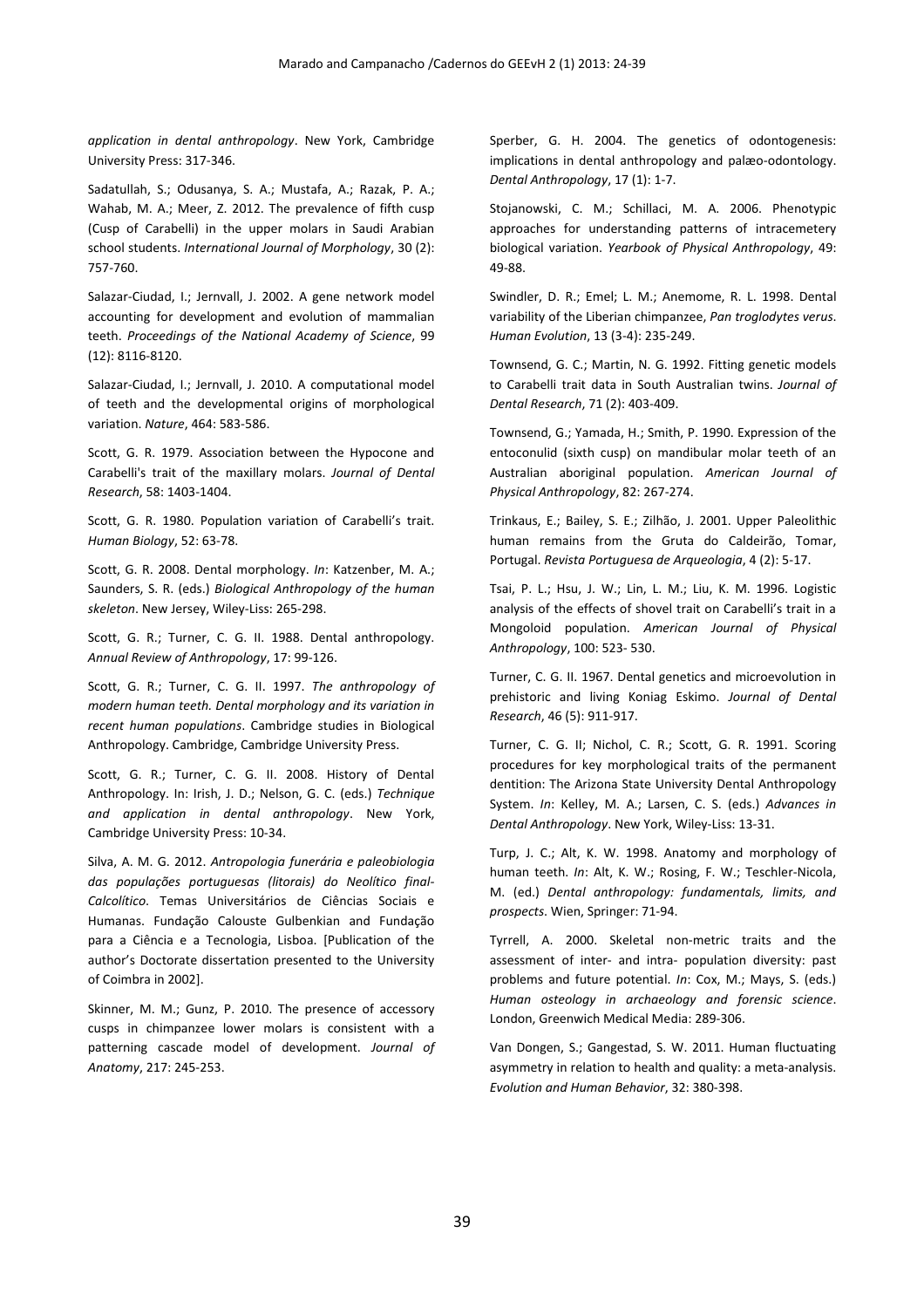*application in dental anthropology*. New York, Cambridge University Press: 317-346.

Sadatullah, S.; Odusanya, S. A.; Mustafa, A.; Razak, P. A.; Wahab, M. A.; Meer, Z. 2012. The prevalence of fifth cusp (Cusp of Carabelli) in the upper molars in Saudi Arabian school students. *International Journal of Morphology*, 30 (2): 757-760.

Salazar-Ciudad, I.; Jernvall, J. 2002. A gene network model accounting for development and evolution of mammalian teeth. *Proceedings of the National Academy of Science*, 99 (12): 8116-8120.

Salazar-Ciudad, I.; Jernvall, J. 2010. A computational model of teeth and the developmental origins of morphological variation. *Nature*, 464: 583-586.

Scott, G. R. 1979. Association between the Hypocone and Carabelli's trait of the maxillary molars. *Journal of Dental Research*, 58: 1403-1404.

Scott, G. R. 1980. Population variation of Carabelli's trait. *Human Biology*, 52: 63-78.

Scott, G. R. 2008. Dental morphology. *In*: Katzenber, M. A.; Saunders, S. R. (eds.) *Biological Anthropology of the human skeleton*. New Jersey, Wiley-Liss: 265-298.

Scott, G. R.; Turner, C. G. II. 1988. Dental anthropology. *Annual Review of Anthropology*, 17: 99-126.

Scott, G. R.; Turner, C. G. II. 1997. *The anthropology of modern human teeth. Dental morphology and its variation in recent human populations*. Cambridge studies in Biological Anthropology. Cambridge, Cambridge University Press.

Scott, G. R.; Turner, C. G. II. 2008. History of Dental Anthropology. In: Irish, J. D.; Nelson, G. C. (eds.) *Technique and application in dental anthropology*. New York, Cambridge University Press: 10-34.

Silva, A. M. G. 2012. *Antropologia funerária e paleobiologia das populações portuguesas (litorais) do Neolítico final-Calcolítico*. Temas Universitários de Ciências Sociais e Humanas. Fundação Calouste Gulbenkian and Fundação para a Ciência e a Tecnologia, Lisboa. [Publication of the author's Doctorate dissertation presented to the University of Coimbra in 2002].

Skinner, M. M.; Gunz, P. 2010. The presence of accessory cusps in chimpanzee lower molars is consistent with a patterning cascade model of development. *Journal of Anatomy*, 217: 245-253.

Sperber, G. H. 2004. The genetics of odontogenesis: implications in dental anthropology and palæo-odontology. *Dental Anthropology*, 17 (1): 1-7.

Stojanowski, C. M.; Schillaci, M. A. 2006. Phenotypic approaches for understanding patterns of intracemetery biological variation. *Yearbook of Physical Anthropology*, 49: 49-88.

Swindler, D. R.; Emel; L. M.; Anemome, R. L. 1998. Dental variability of the Liberian chimpanzee, *Pan troglodytes verus*. *Human Evolution*, 13 (3-4): 235-249.

Townsend, G. C.; Martin, N. G. 1992. Fitting genetic models to Carabelli trait data in South Australian twins. *Journal of Dental Research*, 71 (2): 403-409.

Townsend, G.; Yamada, H.; Smith, P. 1990. Expression of the entoconulid (sixth cusp) on mandibular molar teeth of an Australian aboriginal population. *American Journal of Physical Anthropology*, 82: 267-274.

Trinkaus, E.; Bailey, S. E.; Zilhão, J. 2001. Upper Paleolithic human remains from the Gruta do Caldeirão, Tomar, Portugal. *Revista Portuguesa de Arqueologia*, 4 (2): 5-17.

Tsai, P. L.; Hsu, J. W.; Lin, L. M.; Liu, K. M. 1996. Logistic analysis of the effects of shovel trait on Carabelli's trait in a Mongoloid population. *American Journal of Physical Anthropology*, 100: 523- 530.

Turner, C. G. II. 1967. Dental genetics and microevolution in prehistoric and living Koniag Eskimo. *Journal of Dental Research*, 46 (5): 911-917.

Turner, C. G. II; Nichol, C. R.; Scott, G. R. 1991. Scoring procedures for key morphological traits of the permanent dentition: The Arizona State University Dental Anthropology System. *In*: Kelley, M. A.; Larsen, C. S. (eds.) *Advances in Dental Anthropology*. New York, Wiley-Liss: 13-31.

Turp, J. C.; Alt, K. W. 1998. Anatomy and morphology of human teeth. *In*: Alt, K. W.; Rosing, F. W.; Teschler-Nicola, M. (ed.) *Dental anthropology: fundamentals, limits, and prospects*. Wien, Springer: 71-94.

Tyrrell, A. 2000. Skeletal non-metric traits and the assessment of inter- and intra- population diversity: past problems and future potential. *In*: Cox, M.; Mays, S. (eds.) *Human osteology in archaeology and forensic science*. London, Greenwich Medical Media: 289-306.

Van Dongen, S.; Gangestad, S. W. 2011. Human fluctuating asymmetry in relation to health and quality: a meta-analysis. *Evolution and Human Behavior*, 32: 380-398.